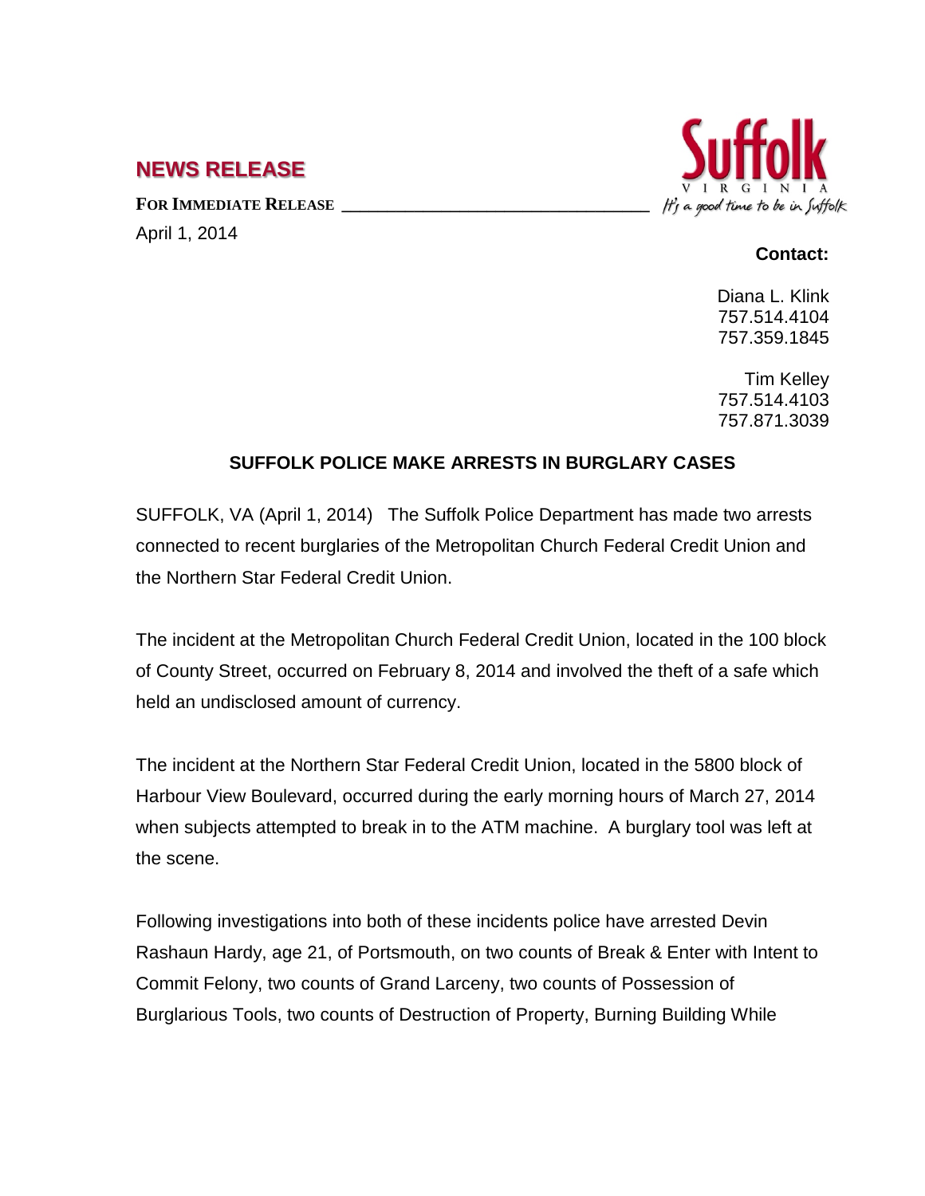## NEWS RELEASE

**FOR IMMEDIATE RELEASE**

April 1, 2014

Suffolk VIRGINIA It's a good time to be in Suffolk

**Contact:**

Diana L. Klink
757.514.4104
757.359.1845

Tim Kelley
757.514.4103
757.871.3039

### SUFFOLK POLICE MAKE ARRESTS IN BURGLARY CASES

SUFFOLK, VA (April 1, 2014) The Suffolk Police Department has made two arrests connected to recent burglaries of the Metropolitan Church Federal Credit Union and the Northern Star Federal Credit Union.

The incident at the Metropolitan Church Federal Credit Union, located in the 100 block of County Street, occurred on February 8, 2014 and involved the theft of a safe which held an undisclosed amount of currency.

The incident at the Northern Star Federal Credit Union, located in the 5800 block of Harbour View Boulevard, occurred during the early morning hours of March 27, 2014 when subjects attempted to break in to the ATM machine. A burglary tool was left at the scene.

Following investigations into both of these incidents police have arrested Devin Rashaun Hardy, age 21, of Portsmouth, on two counts of Break & Enter with Intent to Commit Felony, two counts of Grand Larceny, two counts of Possession of Burglarious Tools, two counts of Destruction of Property, Burning Building While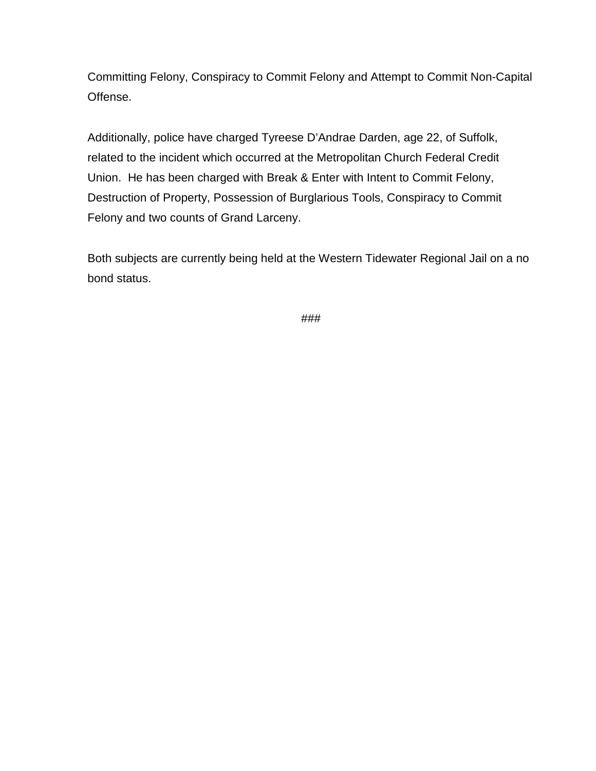Committing Felony, Conspiracy to Commit Felony and Attempt to Commit Non-Capital Offense.

Additionally, police have charged Tyreese D'Andrae Darden, age 22, of Suffolk, related to the incident which occurred at the Metropolitan Church Federal Credit Union. He has been charged with Break & Enter with Intent to Commit Felony, Destruction of Property, Possession of Burglarious Tools, Conspiracy to Commit Felony and two counts of Grand Larceny.

Both subjects are currently being held at the Western Tidewater Regional Jail on a no bond status.

###